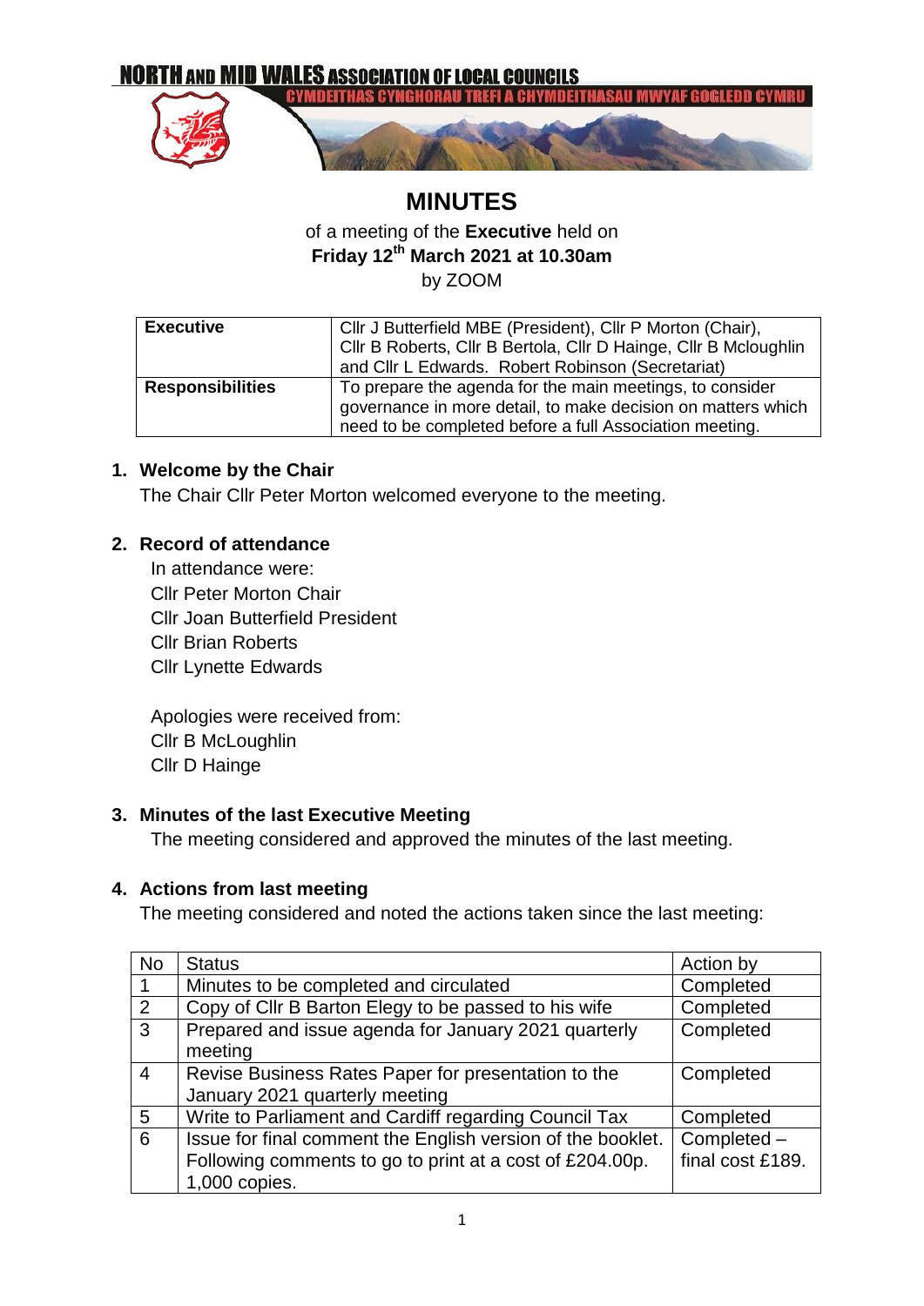**NORTH AND MID WALES ASSOCIATION OF LOCAL COUNCILS**

**CYMDEITHAS CYNGHORAU TREFI A CHYMDEITHASAU MWYAF GOGLEDD CYMRU**

# MINUTES

of a meeting of the **Executive** held on

**Friday 12th March 2021 at 10.30am**

by ZOOM

| **Executive** | Cllr J Butterfield MBE (President), Cllr P Morton (Chair), Cllr B Roberts, Cllr B Bertola, Cllr D Hainge, Cllr B Mcloughlin and Cllr L Edwards. Robert Robinson (Secretariat) |
|---|---|
| **Responsibilities** | To prepare the agenda for the main meetings, to consider governance in more detail, to make decision on matters which need to be completed before a full Association meeting. |

## 1. Welcome by the Chair

The Chair Cllr Peter Morton welcomed everyone to the meeting.

## 2. Record of attendance

In attendance were:
Cllr Peter Morton Chair
Cllr Joan Butterfield President
Cllr Brian Roberts
Cllr Lynette Edwards

Apologies were received from:
Cllr B McLoughlin
Cllr D Hainge

## 3. Minutes of the last Executive Meeting

The meeting considered and approved the minutes of the last meeting.

## 4. Actions from last meeting

The meeting considered and noted the actions taken since the last meeting:

| No | Status | Action by |
|---|---|---|
| 1 | Minutes to be completed and circulated | Completed |
| 2 | Copy of Cllr B Barton Elegy to be passed to his wife | Completed |
| 3 | Prepared and issue agenda for January 2021 quarterly meeting | Completed |
| 4 | Revise Business Rates Paper for presentation to the January 2021 quarterly meeting | Completed |
| 5 | Write to Parliament and Cardiff regarding Council Tax | Completed |
| 6 | Issue for final comment the English version of the booklet. Following comments to go to print at a cost of £204.00p. 1,000 copies. | Completed – final cost £189. |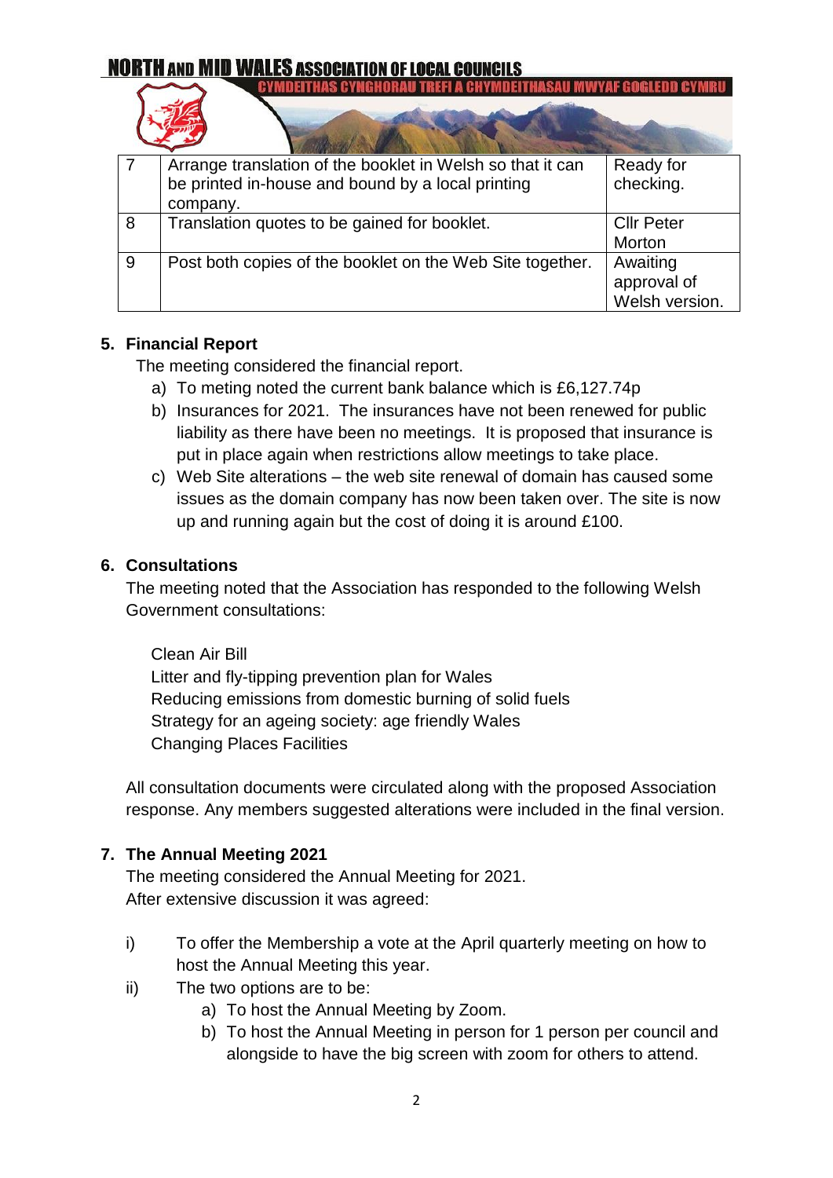| 7 | Arrange translation of the booklet in Welsh so that it can be printed in-house and bound by a local printing company. | Ready for checking. |
|---|---|---|
| 8 | Translation quotes to be gained for booklet. | Cllr Peter Morton |
| 9 | Post both copies of the booklet on the Web Site together. | Awaiting approval of Welsh version. |

## 5. Financial Report

The meeting considered the financial report.

a) To meting noted the current bank balance which is £6,127.74p
b) Insurances for 2021. The insurances have not been renewed for public liability as there have been no meetings. It is proposed that insurance is put in place again when restrictions allow meetings to take place.
c) Web Site alterations – the web site renewal of domain has caused some issues as the domain company has now been taken over. The site is now up and running again but the cost of doing it is around £100.

## 6. Consultations

The meeting noted that the Association has responded to the following Welsh Government consultations:

Clean Air Bill
Litter and fly-tipping prevention plan for Wales
Reducing emissions from domestic burning of solid fuels
Strategy for an ageing society: age friendly Wales
Changing Places Facilities

All consultation documents were circulated along with the proposed Association response. Any members suggested alterations were included in the final version.

## 7. The Annual Meeting 2021

The meeting considered the Annual Meeting for 2021.
After extensive discussion it was agreed:

i) To offer the Membership a vote at the April quarterly meeting on how to host the Annual Meeting this year.
ii) The two options are to be:
   a) To host the Annual Meeting by Zoom.
   b) To host the Annual Meeting in person for 1 person per council and alongside to have the big screen with zoom for others to attend.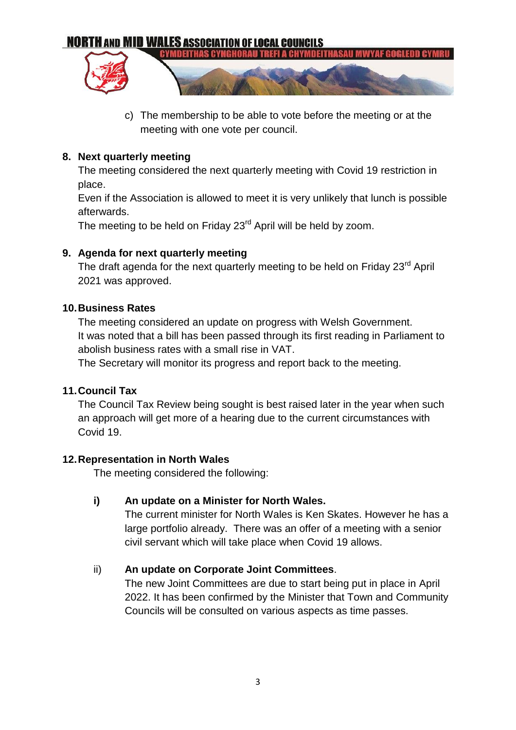c) The membership to be able to vote before the meeting or at the meeting with one vote per council.

**8. Next quarterly meeting**

The meeting considered the next quarterly meeting with Covid 19 restriction in place.

Even if the Association is allowed to meet it is very unlikely that lunch is possible afterwards.

The meeting to be held on Friday 23rd April will be held by zoom.

**9. Agenda for next quarterly meeting**

The draft agenda for the next quarterly meeting to be held on Friday 23rd April 2021 was approved.

**10. Business Rates**

The meeting considered an update on progress with Welsh Government.

It was noted that a bill has been passed through its first reading in Parliament to abolish business rates with a small rise in VAT.

The Secretary will monitor its progress and report back to the meeting.

**11. Council Tax**

The Council Tax Review being sought is best raised later in the year when such an approach will get more of a hearing due to the current circumstances with Covid 19.

**12. Representation in North Wales**

The meeting considered the following:

**i) An update on a Minister for North Wales.**

The current minister for North Wales is Ken Skates. However he has a large portfolio already. There was an offer of a meeting with a senior civil servant which will take place when Covid 19 allows.

ii) **An update on Corporate Joint Committees**.

The new Joint Committees are due to start being put in place in April 2022. It has been confirmed by the Minister that Town and Community Councils will be consulted on various aspects as time passes.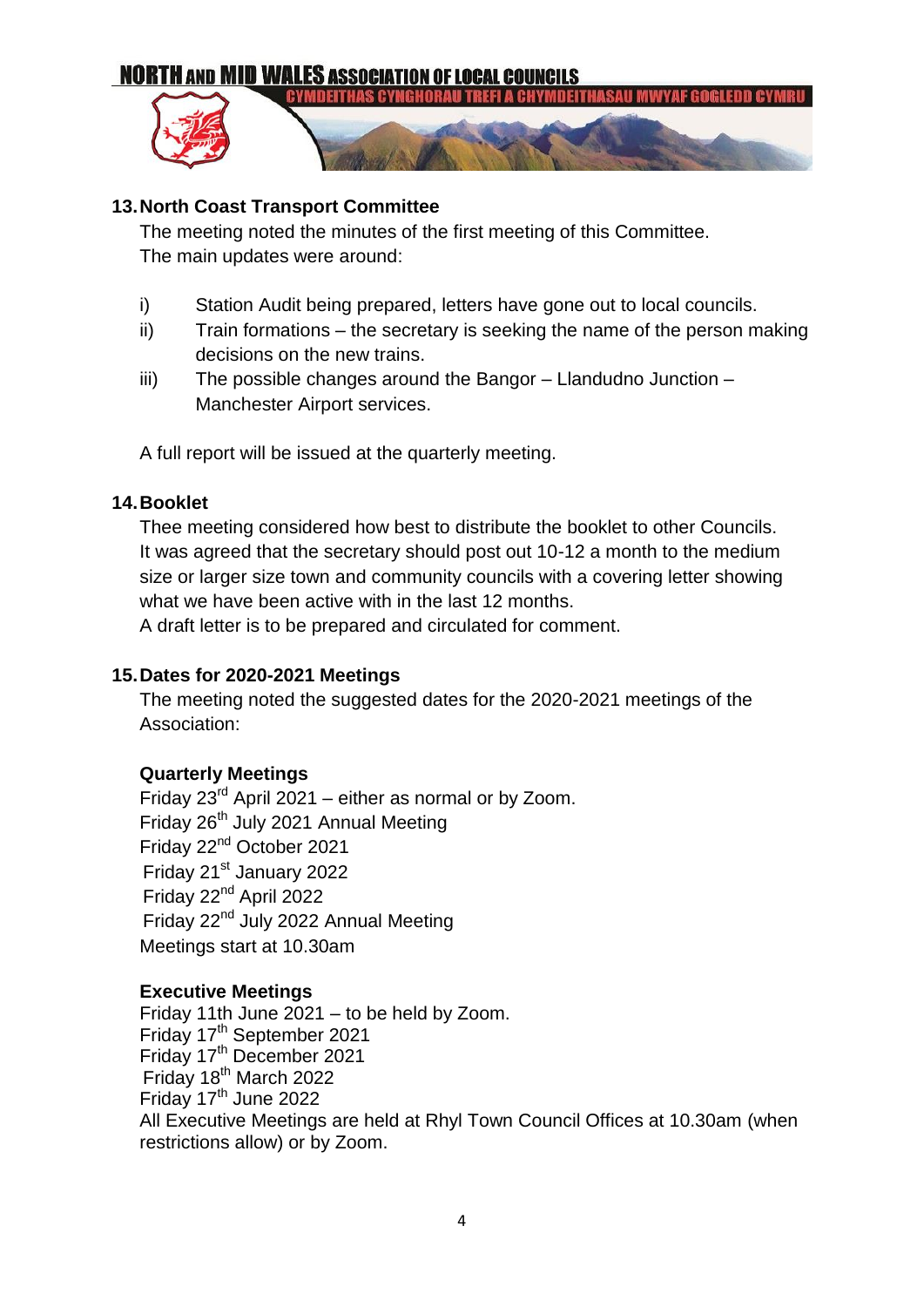## 13. North Coast Transport Committee

The meeting noted the minutes of the first meeting of this Committee. The main updates were around:

- i) Station Audit being prepared, letters have gone out to local councils.
- ii) Train formations – the secretary is seeking the name of the person making decisions on the new trains.
- iii) The possible changes around the Bangor – Llandudno Junction – Manchester Airport services.

A full report will be issued at the quarterly meeting.

## 14. Booklet

Thee meeting considered how best to distribute the booklet to other Councils. It was agreed that the secretary should post out 10-12 a month to the medium size or larger size town and community councils with a covering letter showing what we have been active with in the last 12 months.
A draft letter is to be prepared and circulated for comment.

## 15. Dates for 2020-2021 Meetings

The meeting noted the suggested dates for the 2020-2021 meetings of the Association:

**Quarterly Meetings**

Friday 23rd April 2021 – either as normal or by Zoom.
Friday 26th July 2021 Annual Meeting
Friday 22nd October 2021
Friday 21st January 2022
Friday 22nd April 2022
Friday 22nd July 2022 Annual Meeting
Meetings start at 10.30am

**Executive Meetings**

Friday 11th June 2021 – to be held by Zoom.
Friday 17th September 2021
Friday 17th December 2021
Friday 18th March 2022
Friday 17th June 2022
All Executive Meetings are held at Rhyl Town Council Offices at 10.30am (when restrictions allow) or by Zoom.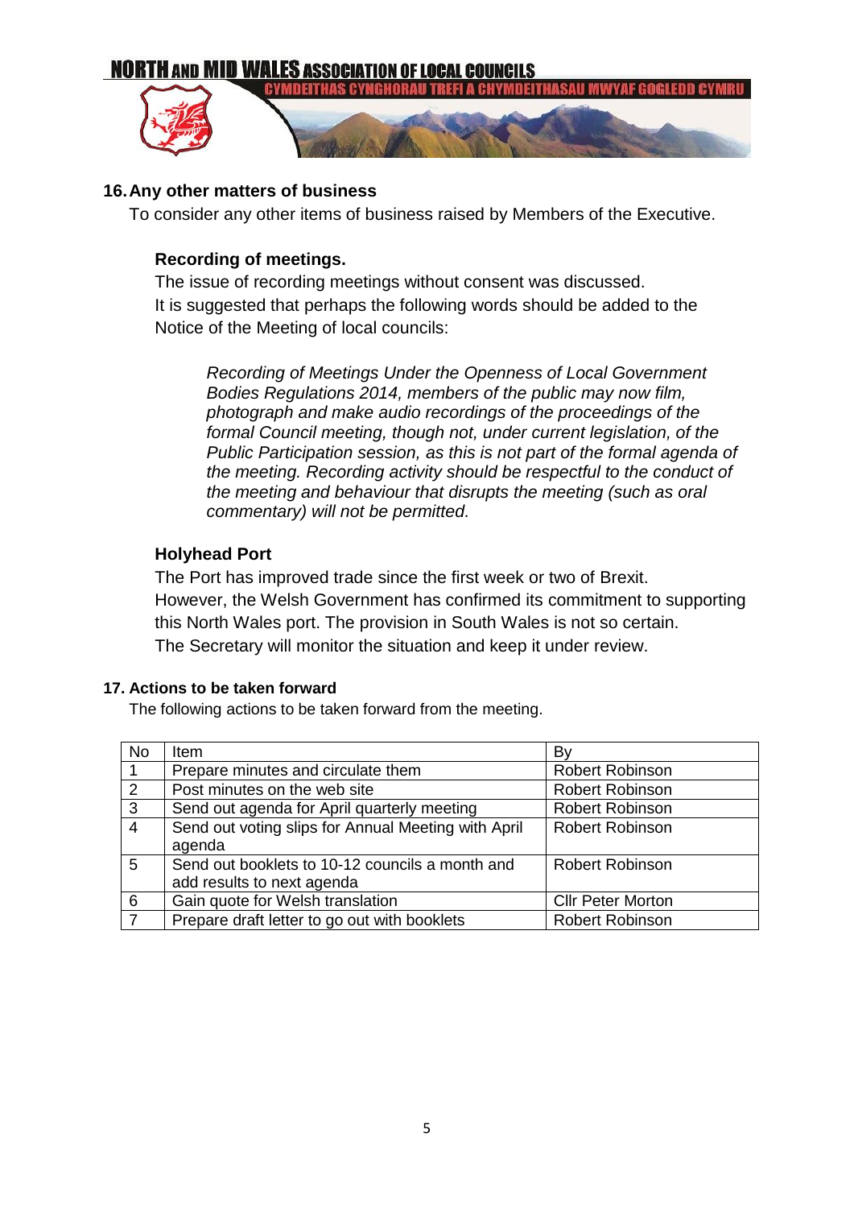## 16. Any other matters of business

To consider any other items of business raised by Members of the Executive.

**Recording of meetings.**

The issue of recording meetings without consent was discussed.
It is suggested that perhaps the following words should be added to the Notice of the Meeting of local councils:

> *Recording of Meetings Under the Openness of Local Government Bodies Regulations 2014, members of the public may now film, photograph and make audio recordings of the proceedings of the formal Council meeting, though not, under current legislation, of the Public Participation session, as this is not part of the formal agenda of the meeting. Recording activity should be respectful to the conduct of the meeting and behaviour that disrupts the meeting (such as oral commentary) will not be permitted.*

**Holyhead Port**

The Port has improved trade since the first week or two of Brexit.
However, the Welsh Government has confirmed its commitment to supporting this North Wales port. The provision in South Wales is not so certain.
The Secretary will monitor the situation and keep it under review.

## 17. Actions to be taken forward

The following actions to be taken forward from the meeting.

| No | Item | By |
|---|---|---|
| 1 | Prepare minutes and circulate them | Robert Robinson |
| 2 | Post minutes on the web site | Robert Robinson |
| 3 | Send out agenda for April quarterly meeting | Robert Robinson |
| 4 | Send out voting slips for Annual Meeting with April agenda | Robert Robinson |
| 5 | Send out booklets to 10-12 councils a month and add results to next agenda | Robert Robinson |
| 6 | Gain quote for Welsh translation | Cllr Peter Morton |
| 7 | Prepare draft letter to go out with booklets | Robert Robinson |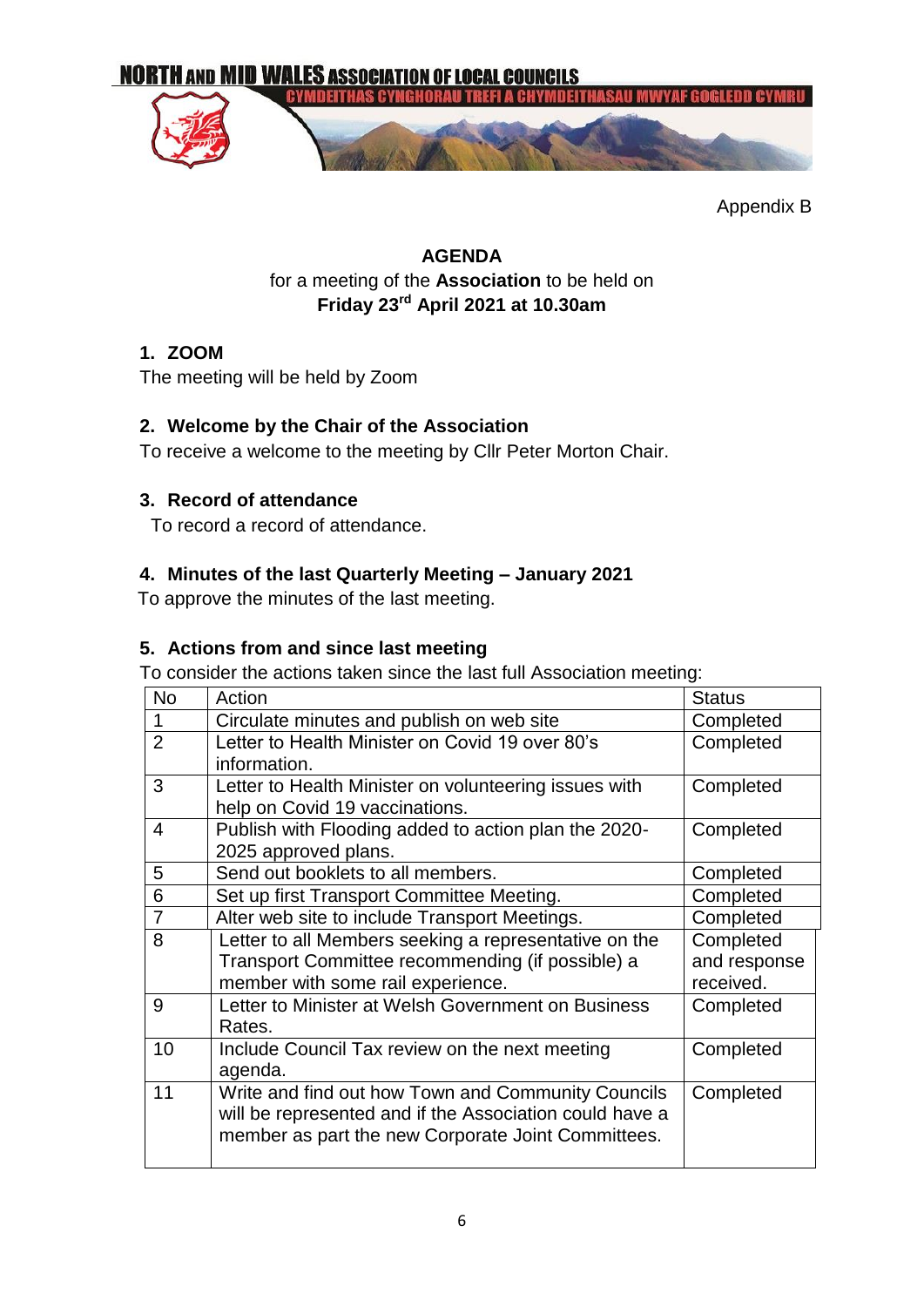NORTH AND MID WALES ASSOCIATION OF LOCAL COUNCILS
CYMDEITHAS CYNGHORAU TREFI A CHYMDEITHASAU MWYAF GOGLEDD CYMRU

Appendix B

**AGENDA**
for a meeting of the **Association** to be held on
**Friday 23rd April 2021 at 10.30am**

## 1. ZOOM

The meeting will be held by Zoom

## 2. Welcome by the Chair of the Association

To receive a welcome to the meeting by Cllr Peter Morton Chair.

## 3. Record of attendance

To record a record of attendance.

## 4. Minutes of the last Quarterly Meeting – January 2021

To approve the minutes of the last meeting.

## 5. Actions from and since last meeting

To consider the actions taken since the last full Association meeting:

| No | Action | Status |
|---|---|---|
| 1 | Circulate minutes and publish on web site | Completed |
| 2 | Letter to Health Minister on Covid 19 over 80's information. | Completed |
| 3 | Letter to Health Minister on volunteering issues with help on Covid 19 vaccinations. | Completed |
| 4 | Publish with Flooding added to action plan the 2020-2025 approved plans. | Completed |
| 5 | Send out booklets to all members. | Completed |
| 6 | Set up first Transport Committee Meeting. | Completed |
| 7 | Alter web site to include Transport Meetings. | Completed |
| 8 | Letter to all Members seeking a representative on the Transport Committee recommending (if possible) a member with some rail experience. | Completed and response received. |
| 9 | Letter to Minister at Welsh Government on Business Rates. | Completed |
| 10 | Include Council Tax review on the next meeting agenda. | Completed |
| 11 | Write and find out how Town and Community Councils will be represented and if the Association could have a member as part the new Corporate Joint Committees. | Completed |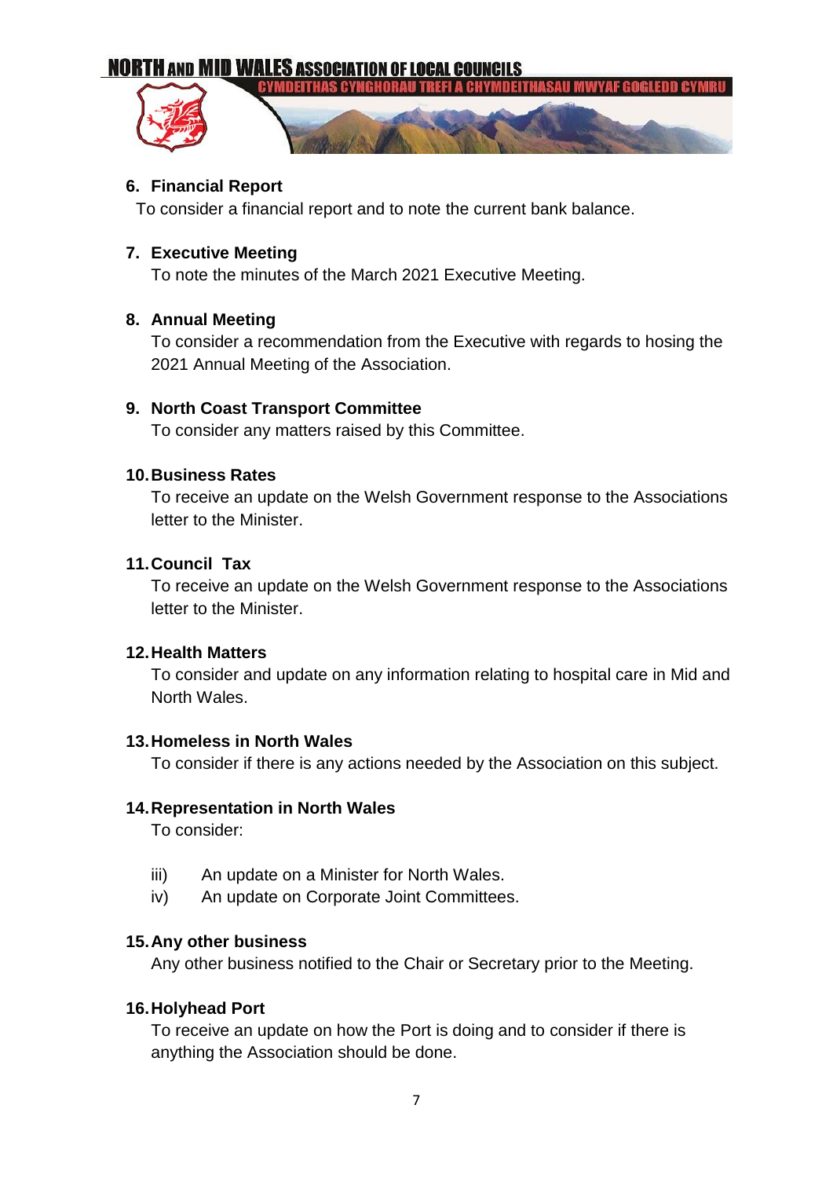**6. Financial Report**

To consider a financial report and to note the current bank balance.

**7. Executive Meeting**

To note the minutes of the March 2021 Executive Meeting.

**8. Annual Meeting**

To consider a recommendation from the Executive with regards to hosing the 2021 Annual Meeting of the Association.

**9. North Coast Transport Committee**

To consider any matters raised by this Committee.

**10. Business Rates**

To receive an update on the Welsh Government response to the Associations letter to the Minister.

**11. Council  Tax**

To receive an update on the Welsh Government response to the Associations letter to the Minister.

**12. Health Matters**

To consider and update on any information relating to hospital care in Mid and North Wales.

**13. Homeless in North Wales**

To consider if there is any actions needed by the Association on this subject.

**14. Representation in North Wales**

To consider:

iii) An update on a Minister for North Wales.
iv) An update on Corporate Joint Committees.

**15. Any other business**

Any other business notified to the Chair or Secretary prior to the Meeting.

**16. Holyhead Port**

To receive an update on how the Port is doing and to consider if there is anything the Association should be done.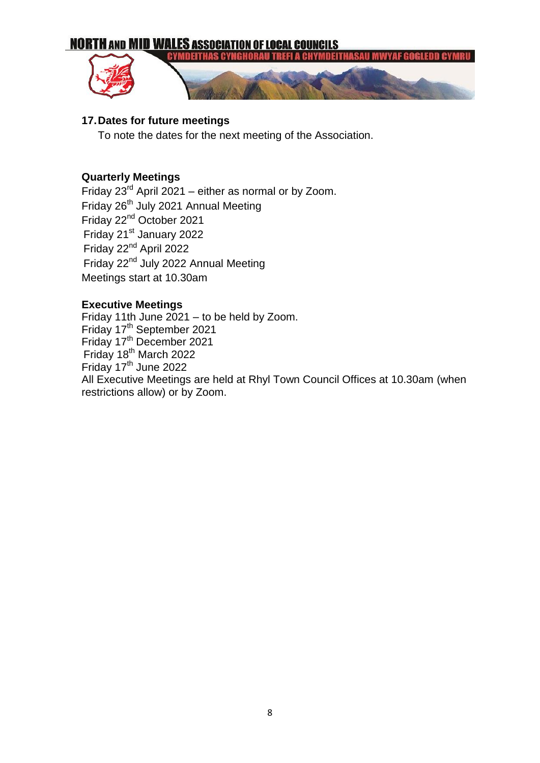## 17. Dates for future meetings

To note the dates for the next meeting of the Association.

**Quarterly Meetings**

Friday 23rd April 2021 – either as normal or by Zoom.
Friday 26th July 2021 Annual Meeting
Friday 22nd October 2021
Friday 21st January 2022
Friday 22nd April 2022
Friday 22nd July 2022 Annual Meeting
Meetings start at 10.30am

**Executive Meetings**

Friday 11th June 2021 – to be held by Zoom.
Friday 17th September 2021
Friday 17th December 2021
Friday 18th March 2022
Friday 17th June 2022
All Executive Meetings are held at Rhyl Town Council Offices at 10.30am (when restrictions allow) or by Zoom.